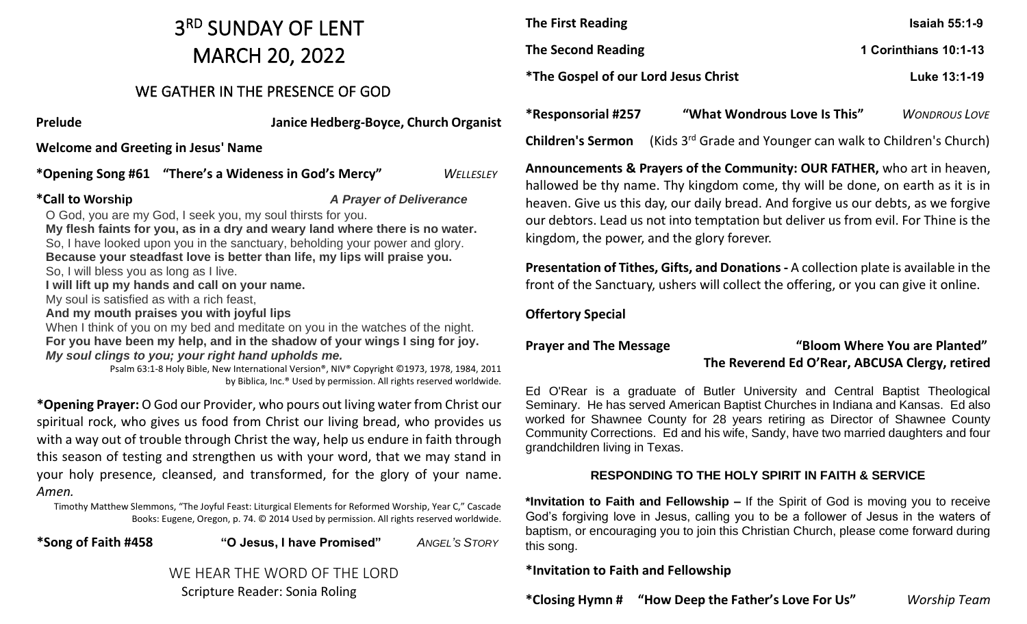# 3[RD] SUNDAY OF LENT
# MARCH 20, 2022

## WE GATHER IN THE PRESENCE OF GOD

**Prelude** — **Janice Hedberg-Boyce, Church Organist**

**Welcome and Greeting in Jesus' Name**

**\*Opening Song #61 "There's a Wideness in God's Mercy"** *WELLESLEY*

**\*Call to Worship** ***A Prayer of Deliverance***

O God, you are my God, I seek you, my soul thirsts for you.
**My flesh faints for you, as in a dry and weary land where there is no water.**
So, I have looked upon you in the sanctuary, beholding your power and glory.
**Because your steadfast love is better than life, my lips will praise you.**
So, I will bless you as long as I live.
**I will lift up my hands and call on your name.**
My soul is satisfied as with a rich feast,
**And my mouth praises you with joyful lips**
When I think of you on my bed and meditate on you in the watches of the night.
**For you have been my help, and in the shadow of your wings I sing for joy.**
***My soul clings to you; your right hand upholds me.***

Psalm 63:1-8 Holy Bible, New International Version®, NIV® Copyright ©1973, 1978, 1984, 2011 by Biblica, Inc.® Used by permission. All rights reserved worldwide.

**\*Opening Prayer:** O God our Provider, who pours out living water from Christ our spiritual rock, who gives us food from Christ our living bread, who provides us with a way out of trouble through Christ the way, help us endure in faith through this season of testing and strengthen us with your word, that we may stand in your holy presence, cleansed, and transformed, for the glory of your name. *Amen.*

Timothy Matthew Slemmons, "The Joyful Feast: Liturgical Elements for Reformed Worship, Year C," Cascade Books: Eugene, Oregon, p. 74. © 2014 Used by permission. All rights reserved worldwide.

**\*Song of Faith #458** **"O Jesus, I have Promised"** *ANGEL'S STORY*

## WE HEAR THE WORD OF THE LORD

Scripture Reader: Sonia Roling

**The First Reading** — **Isaiah 55:1-9**

**The Second Reading** — **1 Corinthians 10:1-13**

**\*The Gospel of our Lord Jesus Christ** — **Luke 13:1-19**

**\*Responsorial #257** **"What Wondrous Love Is This"** *WONDROUS LOVE*

**Children's Sermon** (Kids 3[rd] Grade and Younger can walk to Children's Church)

**Announcements & Prayers of the Community: OUR FATHER,** who art in heaven, hallowed be thy name. Thy kingdom come, thy will be done, on earth as it is in heaven. Give us this day, our daily bread. And forgive us our debts, as we forgive our debtors. Lead us not into temptation but deliver us from evil. For Thine is the kingdom, the power, and the glory forever.

**Presentation of Tithes, Gifts, and Donations -** A collection plate is available in the front of the Sanctuary, ushers will collect the offering, or you can give it online.

**Offertory Special**

**Prayer and The Message** **"Bloom Where You are Planted"**
**The Reverend Ed O'Rear, ABCUSA Clergy, retired**

Ed O'Rear is a graduate of Butler University and Central Baptist Theological Seminary. He has served American Baptist Churches in Indiana and Kansas. Ed also worked for Shawnee County for 28 years retiring as Director of Shawnee County Community Corrections. Ed and his wife, Sandy, have two married daughters and four grandchildren living in Texas.

## RESPONDING TO THE HOLY SPIRIT IN FAITH & SERVICE

**\*Invitation to Faith and Fellowship –** If the Spirit of God is moving you to receive God's forgiving love in Jesus, calling you to be a follower of Jesus in the waters of baptism, or encouraging you to join this Christian Church, please come forward during this song.

**\*Invitation to Faith and Fellowship**

**\*Closing Hymn # "How Deep the Father's Love For Us"** *Worship Team*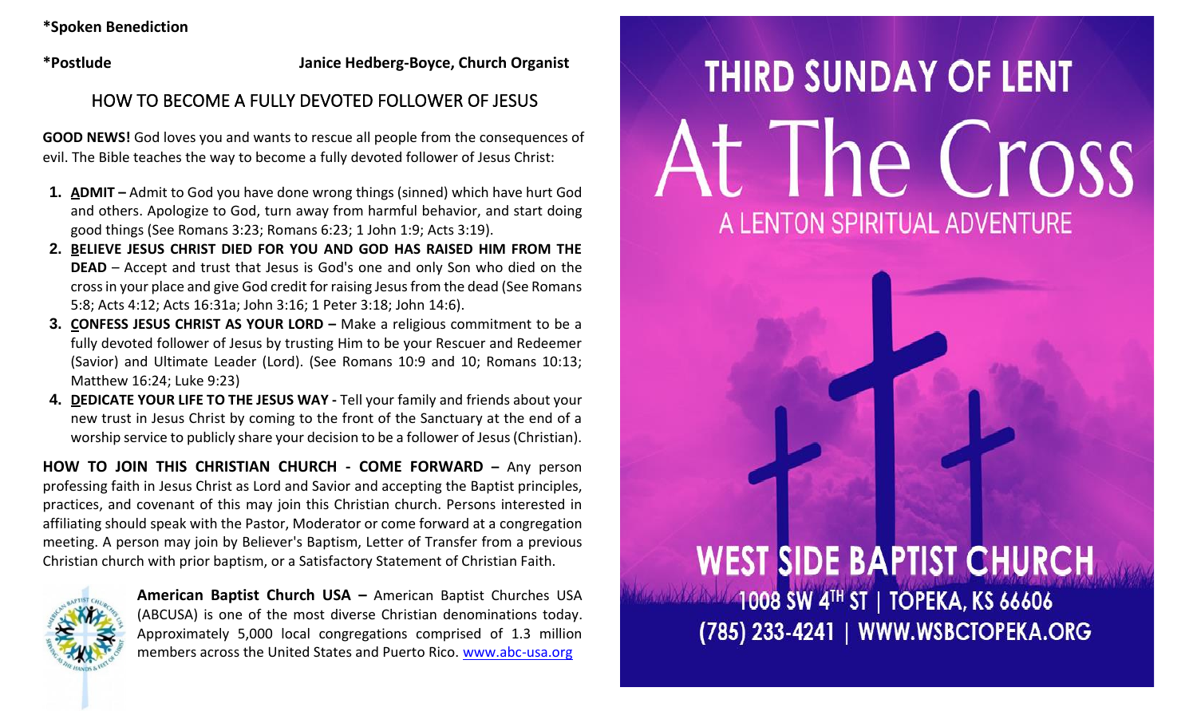**\*Spoken Benediction**

**\*Postlude** **Janice Hedberg-Boyce, Church Organist**

## HOW TO BECOME A FULLY DEVOTED FOLLOWER OF JESUS

**GOOD NEWS!** God loves you and wants to rescue all people from the consequences of evil. The Bible teaches the way to become a fully devoted follower of Jesus Christ:

1. **ADMIT –** Admit to God you have done wrong things (sinned) which have hurt God and others. Apologize to God, turn away from harmful behavior, and start doing good things (See Romans 3:23; Romans 6:23; 1 John 1:9; Acts 3:19).
2. **BELIEVE JESUS CHRIST DIED FOR YOU AND GOD HAS RAISED HIM FROM THE DEAD** – Accept and trust that Jesus is God's one and only Son who died on the cross in your place and give God credit for raising Jesus from the dead (See Romans 5:8; Acts 4:12; Acts 16:31a; John 3:16; 1 Peter 3:18; John 14:6).
3. **CONFESS JESUS CHRIST AS YOUR LORD –** Make a religious commitment to be a fully devoted follower of Jesus by trusting Him to be your Rescuer and Redeemer (Savior) and Ultimate Leader (Lord). (See Romans 10:9 and 10; Romans 10:13; Matthew 16:24; Luke 9:23)
4. **DEDICATE YOUR LIFE TO THE JESUS WAY -** Tell your family and friends about your new trust in Jesus Christ by coming to the front of the Sanctuary at the end of a worship service to publicly share your decision to be a follower of Jesus (Christian).

**HOW TO JOIN THIS CHRISTIAN CHURCH - COME FORWARD –** Any person professing faith in Jesus Christ as Lord and Savior and accepting the Baptist principles, practices, and covenant of this may join this Christian church. Persons interested in affiliating should speak with the Pastor, Moderator or come forward at a congregation meeting. A person may join by Believer's Baptism, Letter of Transfer from a previous Christian church with prior baptism, or a Satisfactory Statement of Christian Faith.

**American Baptist Church USA –** American Baptist Churches USA (ABCUSA) is one of the most diverse Christian denominations today. Approximately 5,000 local congregations comprised of 1.3 million members across the United States and Puerto Rico. www.abc-usa.org

# THIRD SUNDAY OF LENT

# At The Cross

## A LENTON SPIRITUAL ADVENTURE

## WEST SIDE BAPTIST CHURCH

1008 SW 4TH ST | TOPEKA, KS 66606

(785) 233-4241 | WWW.WSBCTOPEKA.ORG